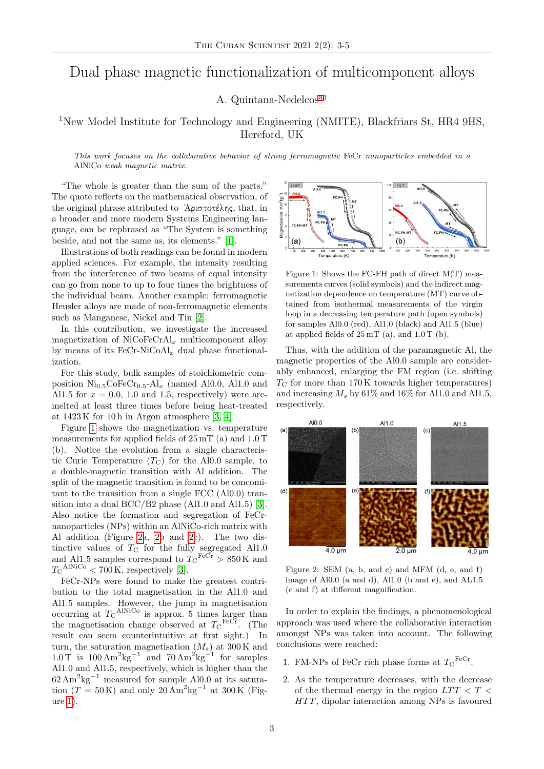# Dual phase magnetic functionalization of multicomponent alloys

A. Quintana-Nedelcos[a1]

[1]New Model Institute for Technology and Engineering (NMITE), Blackfriars St, HR4 9HS, Hereford, UK

*This work focuses on the collaborative behavior of strong ferromagnetic* FeCr *nanoparticles embedded in a* AlNiCo *weak magnetic matrix.*

"The whole is greater than the sum of the parts." The quote reflects on the mathematical observation, of the original phrase attributed to Ἀριστοτέλης, that, in a broader and more modern Systems Engineering language, can be rephrased as "The System is something beside, and not the same as, its elements." [1].

Illustrations of both readings can be found in modern applied sciences. For example, the intensity resulting from the interference of two beams of equal intensity can go from none to up to four times the brightness of the individual beam. Another example: ferromagnetic Heusler alloys are made of non-ferromagnetic elements such as Manganese, Nickel and Tin [2].

In this contribution, we investigate the increased magnetization of $NiCoFeCrAl_x$ multicomponent alloy by means of its FeCr-$NiCoAl_x$ dual phase functionalization.

For this study, bulk samples of stoichiometric composition $Ni_{0.5}CoFeCr_{0.5}$-$Al_x$ (named Al0.0, Al1.0 and Al1.5 for $x = 0.0$, 1.0 and 1.5, respectively) were arc-melted at least three times before being heat-treated at 1423 K for 10 h in Argon atmosphere [3, 4].

Figure 1 shows the magnetization vs. temperature measurements for applied fields of 25 mT (a) and 1.0 T (b). Notice the evolution from a single characteristic Curie Temperature ($T_C$) for the Al0.0 sample, to a double-magnetic transition with Al addition. The split of the magnetic transition is found to be concomitant to the transition from a single FCC (Al0.0) transition into a dual BCC/B2 phase (Al1.0 and Al1.5) [3]. Also notice the formation and segregation of FeCr-nanoparticles (NPs) within an AlNiCo-rich matrix with Al addition (Figure 2a, 2b and 2c). The two distinctive values of $T_C$ for the fully segregated Al1.0 and Al1.5 samples correspond to ${T_C}^{FeCr} > 850$ K and ${T_C}^{AlNiCo} < 700$ K, respectively [3].

FeCr-NPs were found to make the greatest contribution to the total magnetization in the Al1.0 and Al1.5 samples. However, the jump in magnetisation occurring at ${T_C}^{AlNiCo}$ is approx. 5 times larger than the magnetisation change observed at ${T_C}^{FeCr}$. (The result can seem counterintuitive at first sight.) In turn, the saturation magnetisation ($M_s$) at 300 K and 1.0 T is 100 $Am^2kg^{-1}$ and 70 $Am^2kg^{-1}$ for samples Al1.0 and Al1.5, respectively, which is higher than the 62 $Am^2kg^{-1}$ measured for sample Al0.0 at its saturation ($T = 50$ K) and only 20 $Am^2kg^{-1}$ at 300 K (Figure 1).

Figure 1: Shows the FC-FH path of direct M(T) measurements curves (solid symbols) and the indirect magnetization dependence on temperature (MT) curve obtained from isothermal measurements of the virgin loop in a decreasing temperature path (open symbols) for samples Al0.0 (red), Al1.0 (black) and Al1.5 (blue) at applied fields of 25 mT (a), and 1.0 T (b).

Thus, with the addition of the paramagnetic Al, the magnetic properties of the Al0.0 sample are considerably enhanced, enlarging the FM region (i.e. shifting $T_C$ for more than 170 K towards higher temperatures) and increasing $M_s$ by 61% and 16% for Al1.0 and Al1.5, respectively.

Figure 2: SEM (a, b, and c) and MFM (d, e, and f) image of Al0.0 (a and d), Al1.0 (b and e), and AL1.5 (c and f) at different magnification.

In order to explain the findings, a phenomenological approach was used where the collaborative interaction amongst NPs was taken into account. The following conclusions were reached:

1. FM-NPs of FeCr rich phase forms at ${T_C}^{FeCr}$.
2. As the temperature decreases, with the decrease of the thermal energy in the region $LTT < T < HTT$, dipolar interaction among NPs is favoured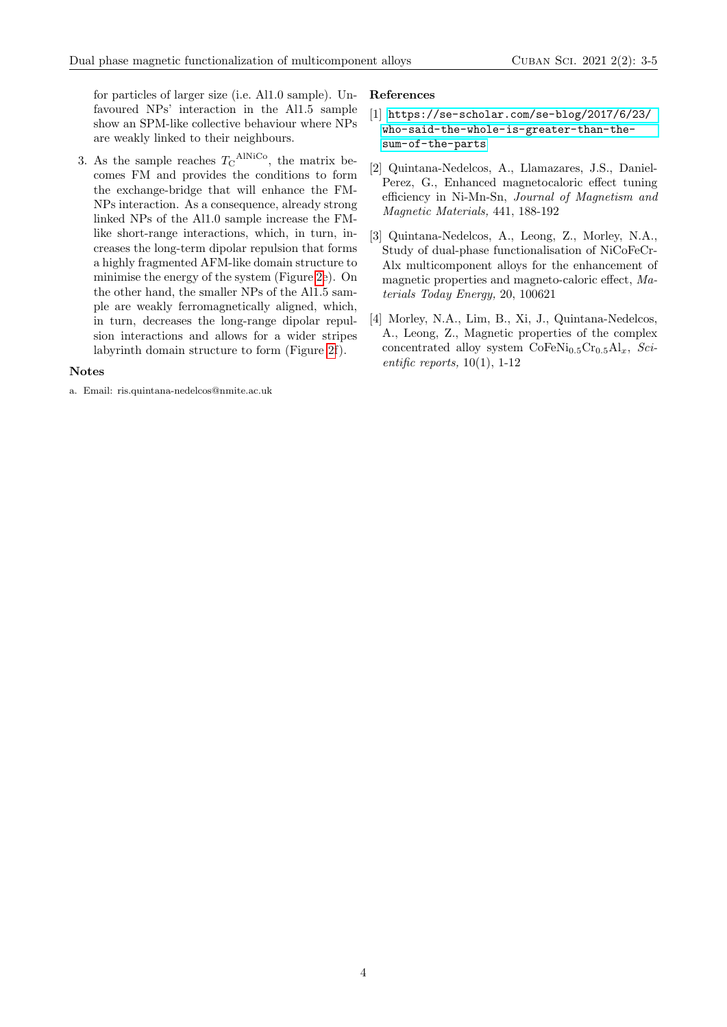for particles of larger size (i.e. Al1.0 sample). Unfavoured NPs' interaction in the Al1.5 sample show an SPM-like collective behaviour where NPs are weakly linked to their neighbours.

3. As the sample reaches ${T_C}^{\mathrm{AlNiCo}}$, the matrix becomes FM and provides the conditions to form the exchange-bridge that will enhance the FM-NPs interaction. As a consequence, already strong linked NPs of the Al1.0 sample increase the FM-like short-range interactions, which, in turn, increases the long-term dipolar repulsion that forms a highly fragmented AFM-like domain structure to minimise the energy of the system (Figure 2e). On the other hand, the smaller NPs of the Al1.5 sample are weakly ferromagnetically aligned, which, in turn, decreases the long-range dipolar repulsion interactions and allows for a wider stripes labyrinth domain structure to form (Figure 2f).

## Notes

a. Email: ris.quintana-nedelcos@nmite.ac.uk

## References

[1] https://se-scholar.com/se-blog/2017/6/23/who-said-the-whole-is-greater-than-the-sum-of-the-parts

[2] Quintana-Nedelcos, A., Llamazares, J.S., Daniel-Perez, G., Enhanced magnetocaloric effect tuning efficiency in Ni-Mn-Sn, *Journal of Magnetism and Magnetic Materials,* 441, 188-192

[3] Quintana-Nedelcos, A., Leong, Z., Morley, N.A., Study of dual-phase functionalisation of NiCoFeCr-Alx multicomponent alloys for the enhancement of magnetic properties and magneto-caloric effect, *Materials Today Energy,* 20, 100621

[4] Morley, N.A., Lim, B., Xi, J., Quintana-Nedelcos, A., Leong, Z., Magnetic properties of the complex concentrated alloy system $\mathrm{CoFeNi_{0.5}Cr_{0.5}Al}_x$, *Scientific reports,* 10(1), 1-12